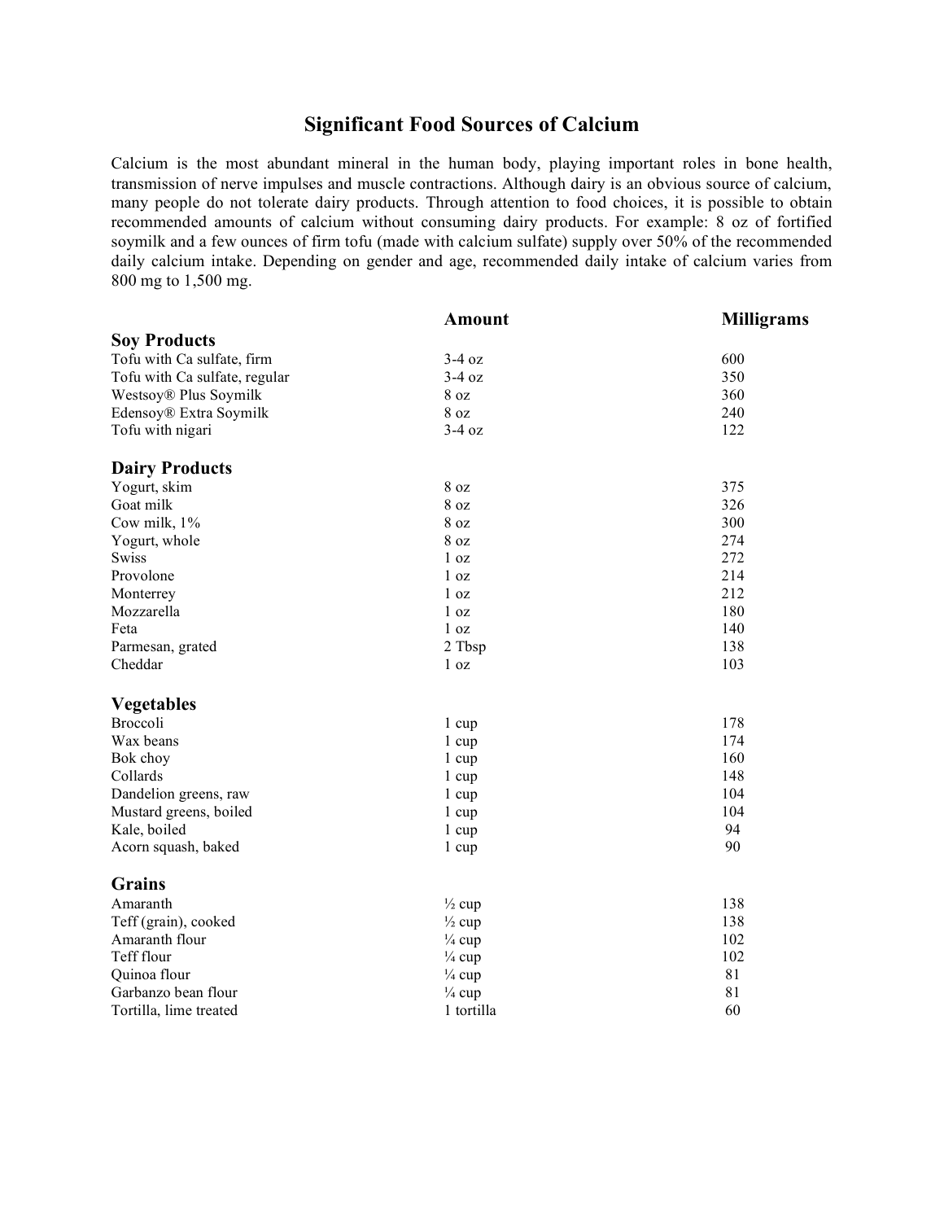# Significant Food Sources of Calcium

Calcium is the most abundant mineral in the human body, playing important roles in bone health, transmission of nerve impulses and muscle contractions. Although dairy is an obvious source of calcium, many people do not tolerate dairy products. Through attention to food choices, it is possible to obtain recommended amounts of calcium without consuming dairy products. For example: 8 oz of fortified soymilk and a few ounces of firm tofu (made with calcium sulfate) supply over 50% of the recommended daily calcium intake. Depending on gender and age, recommended daily intake of calcium varies from 800 mg to 1,500 mg.

| | **Amount** | **Milligrams** |
|---|---|---|
| **Soy Products** | | |
| Tofu with Ca sulfate, firm | 3-4 oz | 600 |
| Tofu with Ca sulfate, regular | 3-4 oz | 350 |
| Westsoy® Plus Soymilk | 8 oz | 360 |
| Edensoy® Extra Soymilk | 8 oz | 240 |
| Tofu with nigari | 3-4 oz | 122 |
| **Dairy Products** | | |
| Yogurt, skim | 8 oz | 375 |
| Goat milk | 8 oz | 326 |
| Cow milk, 1% | 8 oz | 300 |
| Yogurt, whole | 8 oz | 274 |
| Swiss | 1 oz | 272 |
| Provolone | 1 oz | 214 |
| Monterrey | 1 oz | 212 |
| Mozzarella | 1 oz | 180 |
| Feta | 1 oz | 140 |
| Parmesan, grated | 2 Tbsp | 138 |
| Cheddar | 1 oz | 103 |
| **Vegetables** | | |
| Broccoli | 1 cup | 178 |
| Wax beans | 1 cup | 174 |
| Bok choy | 1 cup | 160 |
| Collards | 1 cup | 148 |
| Dandelion greens, raw | 1 cup | 104 |
| Mustard greens, boiled | 1 cup | 104 |
| Kale, boiled | 1 cup | 94 |
| Acorn squash, baked | 1 cup | 90 |
| **Grains** | | |
| Amaranth | ½ cup | 138 |
| Teff (grain), cooked | ½ cup | 138 |
| Amaranth flour | ¼ cup | 102 |
| Teff flour | ¼ cup | 102 |
| Quinoa flour | ¼ cup | 81 |
| Garbanzo bean flour | ¼ cup | 81 |
| Tortilla, lime treated | 1 tortilla | 60 |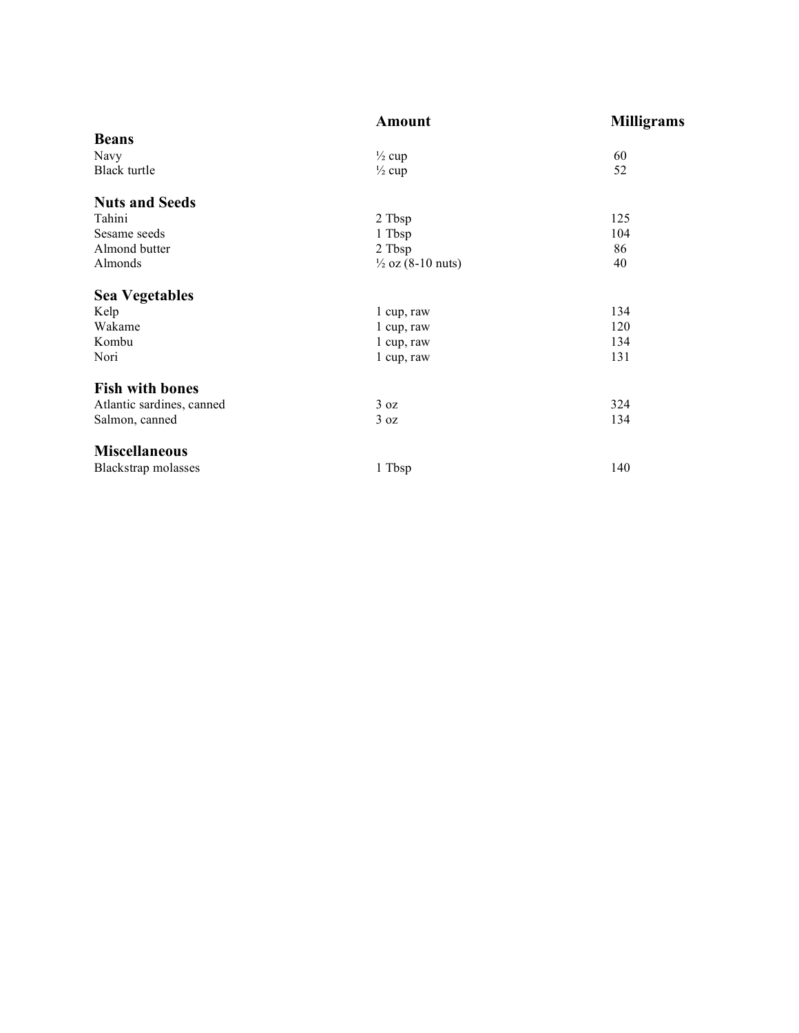| | Amount | Milligrams |
|---|---|---|
| **Beans** | | |
| Navy | ½ cup | 60 |
| Black turtle | ½ cup | 52 |
| **Nuts and Seeds** | | |
| Tahini | 2 Tbsp | 125 |
| Sesame seeds | 1 Tbsp | 104 |
| Almond butter | 2 Tbsp | 86 |
| Almonds | ½ oz (8-10 nuts) | 40 |
| **Sea Vegetables** | | |
| Kelp | 1 cup, raw | 134 |
| Wakame | 1 cup, raw | 120 |
| Kombu | 1 cup, raw | 134 |
| Nori | 1 cup, raw | 131 |
| **Fish with bones** | | |
| Atlantic sardines, canned | 3 oz | 324 |
| Salmon, canned | 3 oz | 134 |
| **Miscellaneous** | | |
| Blackstrap molasses | 1 Tbsp | 140 |